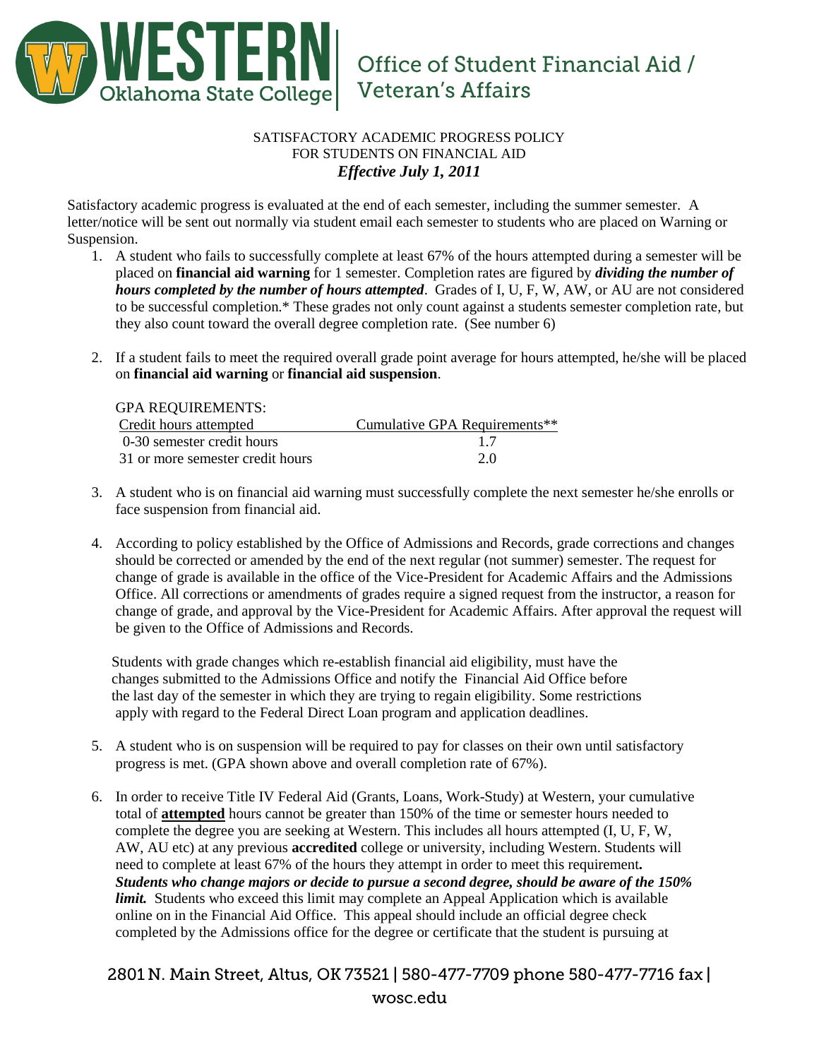# Western Oklahoma State College

## Office of Student Financial Aid / Veteran's Affairs

SATISFACTORY ACADEMIC PROGRESS POLICY
FOR STUDENTS ON FINANCIAL AID
***Effective July 1, 2011***

Satisfactory academic progress is evaluated at the end of each semester, including the summer semester. A letter/notice will be sent out normally via student email each semester to students who are placed on Warning or Suspension.

1. A student who fails to successfully complete at least 67% of the hours attempted during a semester will be placed on **financial aid warning** for 1 semester. Completion rates are figured by ***dividing the number of hours completed by the number of hours attempted***. Grades of I, U, F, W, AW, or AU are not considered to be successful completion.* These grades not only count against a students semester completion rate, but they also count toward the overall degree completion rate. (See number 6)

2. If a student fails to meet the required overall grade point average for hours attempted, he/she will be placed on **financial aid warning** or **financial aid suspension**.

   GPA REQUIREMENTS:

   | Credit hours attempted | Cumulative GPA Requirements** |
   | --- | --- |
   | 0-30 semester credit hours | 1.7 |
   | 31 or more semester credit hours | 2.0 |

3. A student who is on financial aid warning must successfully complete the next semester he/she enrolls or face suspension from financial aid.

4. According to policy established by the Office of Admissions and Records, grade corrections and changes should be corrected or amended by the end of the next regular (not summer) semester. The request for change of grade is available in the office of the Vice-President for Academic Affairs and the Admissions Office. All corrections or amendments of grades require a signed request from the instructor, a reason for change of grade, and approval by the Vice-President for Academic Affairs. After approval the request will be given to the Office of Admissions and Records.

   Students with grade changes which re-establish financial aid eligibility, must have the changes submitted to the Admissions Office and notify the Financial Aid Office before the last day of the semester in which they are trying to regain eligibility. Some restrictions apply with regard to the Federal Direct Loan program and application deadlines.

5. A student who is on suspension will be required to pay for classes on their own until satisfactory progress is met. (GPA shown above and overall completion rate of 67%).

6. In order to receive Title IV Federal Aid (Grants, Loans, Work-Study) at Western, your cumulative total of **attempted** hours cannot be greater than 150% of the time or semester hours needed to complete the degree you are seeking at Western. This includes all hours attempted (I, U, F, W, AW, AU etc) at any previous **accredited** college or university, including Western. Students will need to complete at least 67% of the hours they attempt in order to meet this requirement**.** ***Students who change majors or decide to pursue a second degree, should be aware of the 150% limit.*** Students who exceed this limit may complete an Appeal Application which is available online on in the Financial Aid Office. This appeal should include an official degree check completed by the Admissions office for the degree or certificate that the student is pursuing at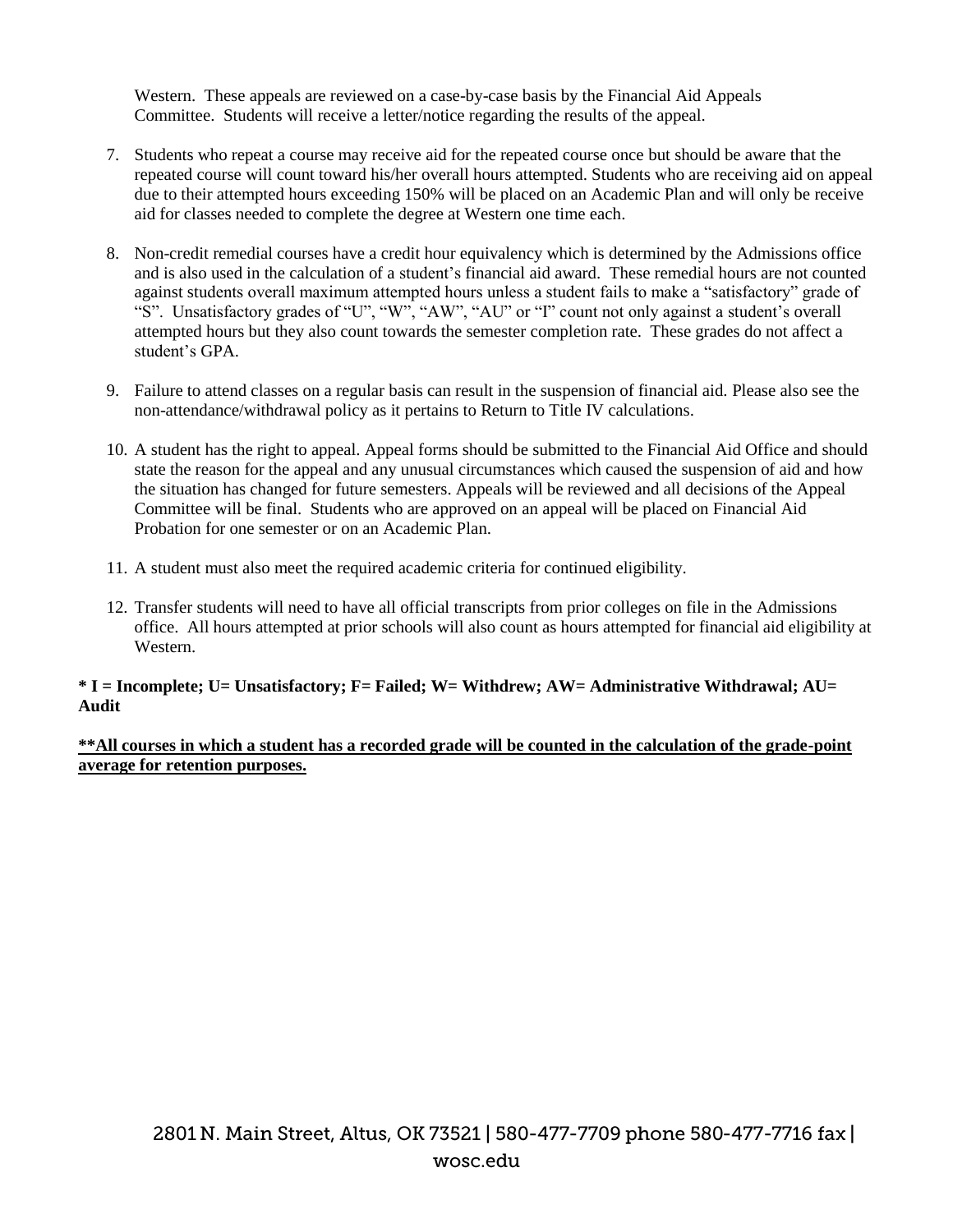Western. These appeals are reviewed on a case-by-case basis by the Financial Aid Appeals Committee. Students will receive a letter/notice regarding the results of the appeal.

7. Students who repeat a course may receive aid for the repeated course once but should be aware that the repeated course will count toward his/her overall hours attempted. Students who are receiving aid on appeal due to their attempted hours exceeding 150% will be placed on an Academic Plan and will only be receive aid for classes needed to complete the degree at Western one time each.

8. Non-credit remedial courses have a credit hour equivalency which is determined by the Admissions office and is also used in the calculation of a student's financial aid award. These remedial hours are not counted against students overall maximum attempted hours unless a student fails to make a "satisfactory" grade of "S". Unsatisfactory grades of "U", "W", "AW", "AU" or "I" count not only against a student's overall attempted hours but they also count towards the semester completion rate. These grades do not affect a student's GPA.

9. Failure to attend classes on a regular basis can result in the suspension of financial aid. Please also see the non-attendance/withdrawal policy as it pertains to Return to Title IV calculations.

10. A student has the right to appeal. Appeal forms should be submitted to the Financial Aid Office and should state the reason for the appeal and any unusual circumstances which caused the suspension of aid and how the situation has changed for future semesters. Appeals will be reviewed and all decisions of the Appeal Committee will be final. Students who are approved on an appeal will be placed on Financial Aid Probation for one semester or on an Academic Plan.

11. A student must also meet the required academic criteria for continued eligibility.

12. Transfer students will need to have all official transcripts from prior colleges on file in the Admissions office. All hours attempted at prior schools will also count as hours attempted for financial aid eligibility at Western.

**\* I = Incomplete; U= Unsatisfactory; F= Failed; W= Withdrew; AW= Administrative Withdrawal; AU= Audit**

<u>**\*\*All courses in which a student has a recorded grade will be counted in the calculation of the grade-point average for retention purposes.**</u>

2801 N. Main Street, Altus, OK 73521 | 580-477-7709 phone 580-477-7716 fax | wosc.edu